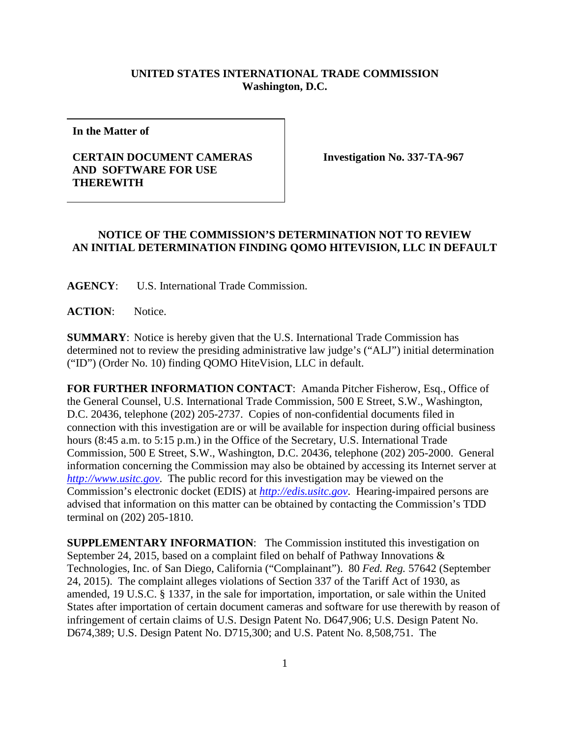**UNITED STATES INTERNATIONAL TRADE COMMISSION**
**Washington, D.C.**

| In the Matter of<br><br>**CERTAIN DOCUMENT CAMERAS AND SOFTWARE FOR USE THEREWITH** | **Investigation No. 337-TA-967** |
|---|---|

**NOTICE OF THE COMMISSION'S DETERMINATION NOT TO REVIEW AN INITIAL DETERMINATION FINDING QOMO HITEVISION, LLC IN DEFAULT**

**AGENCY**: U.S. International Trade Commission.

**ACTION**: Notice.

**SUMMARY**: Notice is hereby given that the U.S. International Trade Commission has determined not to review the presiding administrative law judge's ("ALJ") initial determination ("ID") (Order No. 10) finding QOMO HiteVision, LLC in default.

**FOR FURTHER INFORMATION CONTACT**: Amanda Pitcher Fisherow, Esq., Office of the General Counsel, U.S. International Trade Commission, 500 E Street, S.W., Washington, D.C. 20436, telephone (202) 205-2737. Copies of non-confidential documents filed in connection with this investigation are or will be available for inspection during official business hours (8:45 a.m. to 5:15 p.m.) in the Office of the Secretary, U.S. International Trade Commission, 500 E Street, S.W., Washington, D.C. 20436, telephone (202) 205-2000. General information concerning the Commission may also be obtained by accessing its Internet server at *http://www.usitc.gov*. The public record for this investigation may be viewed on the Commission's electronic docket (EDIS) at *http://edis.usitc.gov*. Hearing-impaired persons are advised that information on this matter can be obtained by contacting the Commission's TDD terminal on (202) 205-1810.

**SUPPLEMENTARY INFORMATION**: The Commission instituted this investigation on September 24, 2015, based on a complaint filed on behalf of Pathway Innovations & Technologies, Inc. of San Diego, California ("Complainant"). 80 *Fed. Reg.* 57642 (September 24, 2015). The complaint alleges violations of Section 337 of the Tariff Act of 1930, as amended, 19 U.S.C. § 1337, in the sale for importation, importation, or sale within the United States after importation of certain document cameras and software for use therewith by reason of infringement of certain claims of U.S. Design Patent No. D647,906; U.S. Design Patent No. D674,389; U.S. Design Patent No. D715,300; and U.S. Patent No. 8,508,751. The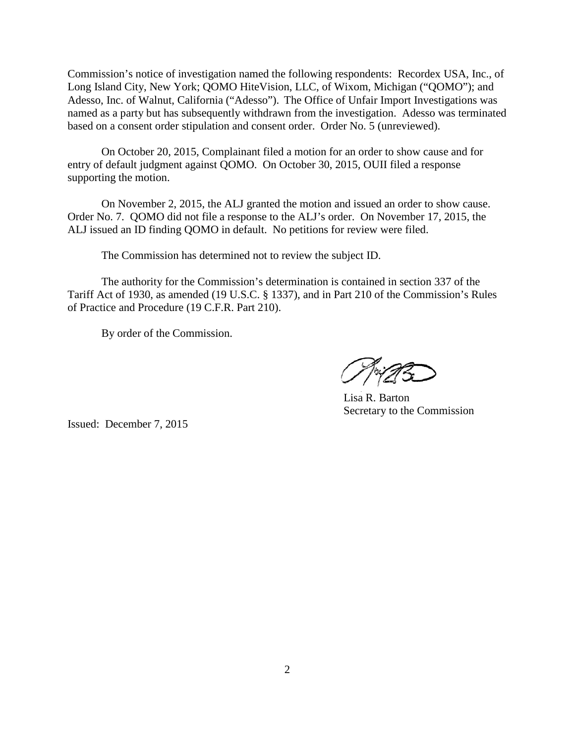Commission's notice of investigation named the following respondents: Recordex USA, Inc., of Long Island City, New York; QOMO HiteVision, LLC, of Wixom, Michigan ("QOMO"); and Adesso, Inc. of Walnut, California ("Adesso"). The Office of Unfair Import Investigations was named as a party but has subsequently withdrawn from the investigation. Adesso was terminated based on a consent order stipulation and consent order. Order No. 5 (unreviewed).

On October 20, 2015, Complainant filed a motion for an order to show cause and for entry of default judgment against QOMO. On October 30, 2015, OUII filed a response supporting the motion.

On November 2, 2015, the ALJ granted the motion and issued an order to show cause. Order No. 7. QOMO did not file a response to the ALJ's order. On November 17, 2015, the ALJ issued an ID finding QOMO in default. No petitions for review were filed.

The Commission has determined not to review the subject ID.

The authority for the Commission's determination is contained in section 337 of the Tariff Act of 1930, as amended (19 U.S.C. § 1337), and in Part 210 of the Commission's Rules of Practice and Procedure (19 C.F.R. Part 210).

By order of the Commission.

Lisa R. Barton
Secretary to the Commission

Issued: December 7, 2015